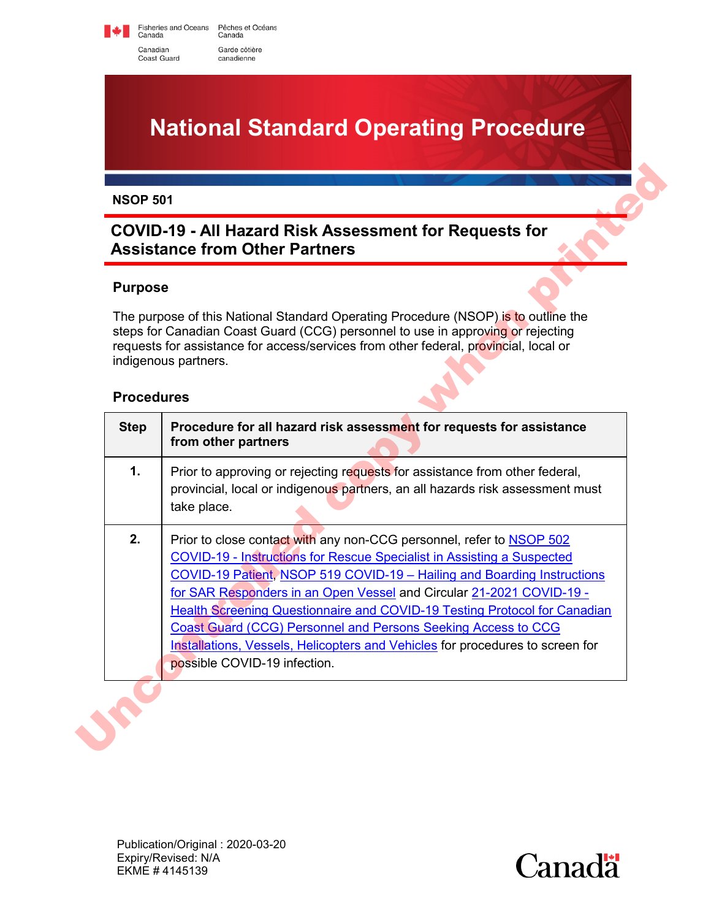Fisheries and Oceans Canada / Pêches et Océans Canada
Canadian Coast Guard / Garde côtière canadienne

# National Standard Operating Procedure

**NSOP 501**

## COVID-19 - All Hazard Risk Assessment for Requests for Assistance from Other Partners

### Purpose

The purpose of this National Standard Operating Procedure (NSOP) is to outline the steps for Canadian Coast Guard (CCG) personnel to use in approving or rejecting requests for assistance for access/services from other federal, provincial, local or indigenous partners.

### Procedures

| Step | Procedure for all hazard risk assessment for requests for assistance from other partners |
|---|---|
| 1. | Prior to approving or rejecting requests for assistance from other federal, provincial, local or indigenous partners, an all hazards risk assessment must take place. |
| 2. | Prior to close contact with any non-CCG personnel, refer to NSOP 502 COVID-19 - Instructions for Rescue Specialist in Assisting a Suspected COVID-19 Patient, NSOP 519 COVID-19 – Hailing and Boarding Instructions for SAR Responders in an Open Vessel and Circular 21-2021 COVID-19 - Health Screening Questionnaire and COVID-19 Testing Protocol for Canadian Coast Guard (CCG) Personnel and Persons Seeking Access to CCG Installations, Vessels, Helicopters and Vehicles for procedures to screen for possible COVID-19 infection. |

Uncontrolled copy when printed

Publication/Original : 2020-03-20
Expiry/Revised: N/A
EKME # 4145139

Canada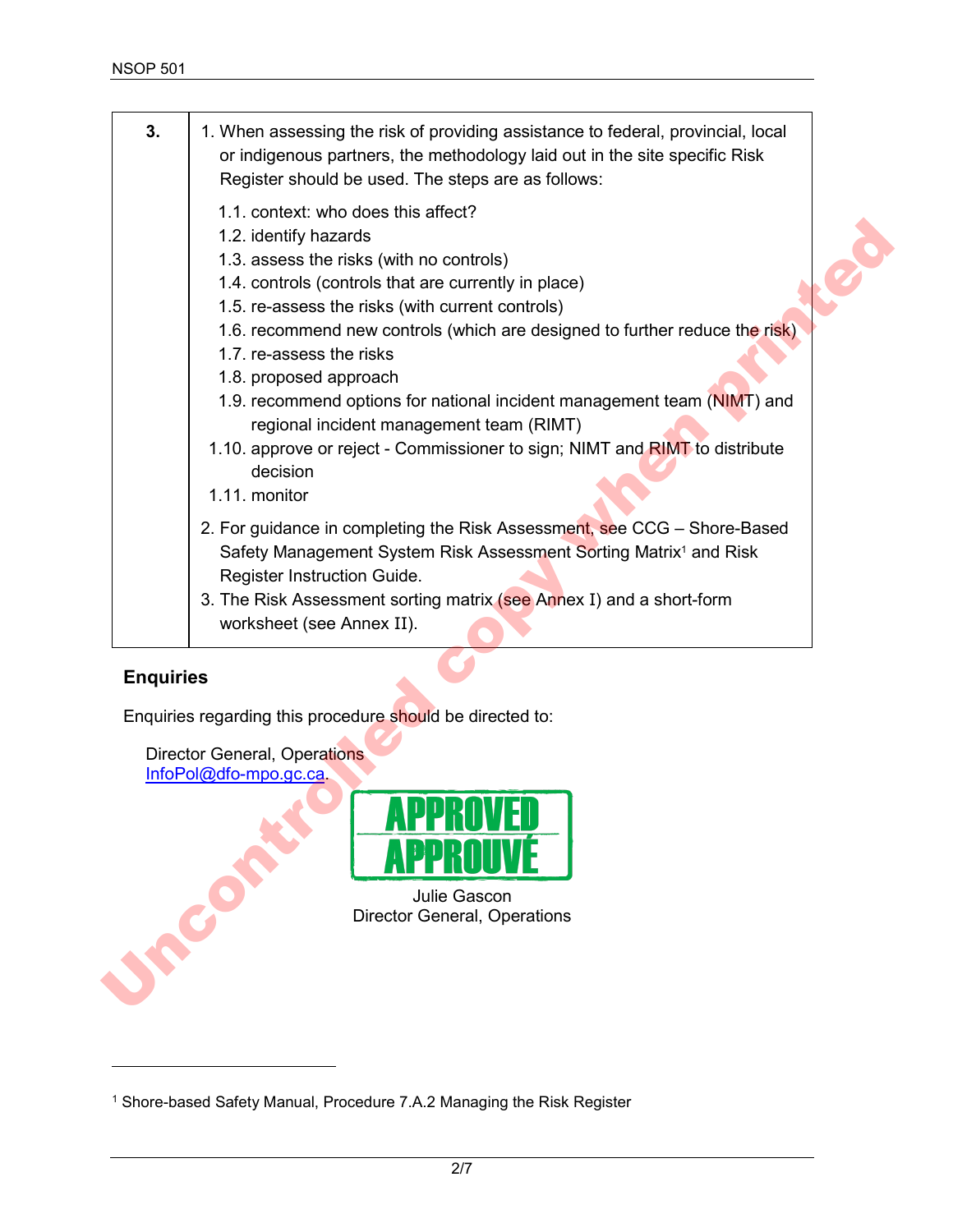| 3. | 1. When assessing the risk of providing assistance to federal, provincial, local or indigenous partners, the methodology laid out in the site specific Risk Register should be used. The steps are as follows:<br>1.1. context: who does this affect?<br>1.2. identify hazards<br>1.3. assess the risks (with no controls)<br>1.4. controls (controls that are currently in place)<br>1.5. re-assess the risks (with current controls)<br>1.6. recommend new controls (which are designed to further reduce the risk)<br>1.7. re-assess the risks<br>1.8. proposed approach<br>1.9. recommend options for national incident management team (NIMT) and regional incident management team (RIMT)<br>1.10. approve or reject - Commissioner to sign; NIMT and RIMT to distribute decision<br>1.11. monitor<br>2. For guidance in completing the Risk Assessment, see CCG – Shore-Based Safety Management System Risk Assessment Sorting Matrix[1] and Risk Register Instruction Guide.<br>3. The Risk Assessment sorting matrix (see Annex I) and a short-form worksheet (see Annex II). |
|---|---|

## Enquiries

Enquiries regarding this procedure should be directed to:

Director General, Operations
InfoPol@dfo-mpo.gc.ca.

APPROVED
APPROUVÉ

Julie Gascon
Director General, Operations

---

[1] Shore-based Safety Manual, Procedure 7.A.2 Managing the Risk Register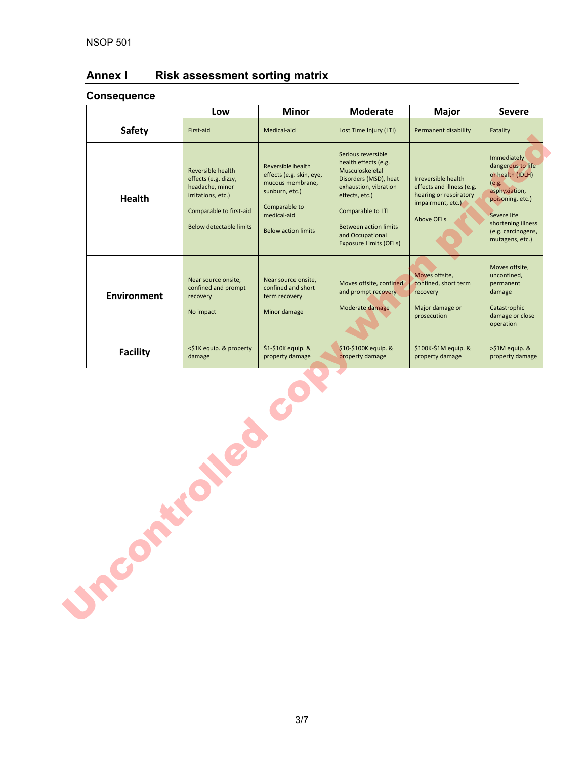## Annex I Risk assessment sorting matrix

### Consequence

| | Low | Minor | Moderate | Major | Severe |
|---|---|---|---|---|---|
| **Safety** | First-aid | Medical-aid | Lost Time Injury (LTI) | Permanent disability | Fatality |
| **Health** | Reversible health effects (e.g. dizzy, headache, minor irritations, etc.)<br><br>Comparable to first-aid<br><br>Below detectable limits | Reversible health effects (e.g. skin, eye, mucous membrane, sunburn, etc.)<br><br>Comparable to medical-aid<br><br>Below action limits | Serious reversible health effects (e.g. Musculoskeletal Disorders (MSD), heat exhaustion, vibration effects, etc.)<br><br>Comparable to LTI<br><br>Between action limits and Occupational Exposure Limits (OELs) | Irreversible health effects and illness (e.g. hearing or respiratory impairment, etc.)<br><br>Above OELs | Immediately dangerous to life or health (IDLH) (e.g. asphyxiation, poisoning, etc.)<br><br>Severe life shortening illness (e.g. carcinogens, mutagens, etc.) |
| **Environment** | Near source onsite, confined and prompt recovery<br><br>No impact | Near source onsite, confined and short term recovery<br><br>Minor damage | Moves offsite, confined and prompt recovery<br><br>Moderate damage | Moves offsite, confined, short term recovery<br><br>Major damage or prosecution | Moves offsite, unconfined, permanent damage<br><br>Catastrophic damage or close operation |
| **Facility** | <$1K equip. & property damage | $1-$10K equip. & property damage | $10-$100K equip. & property damage | $100K-$1M equip. & property damage | >$1M equip. & property damage |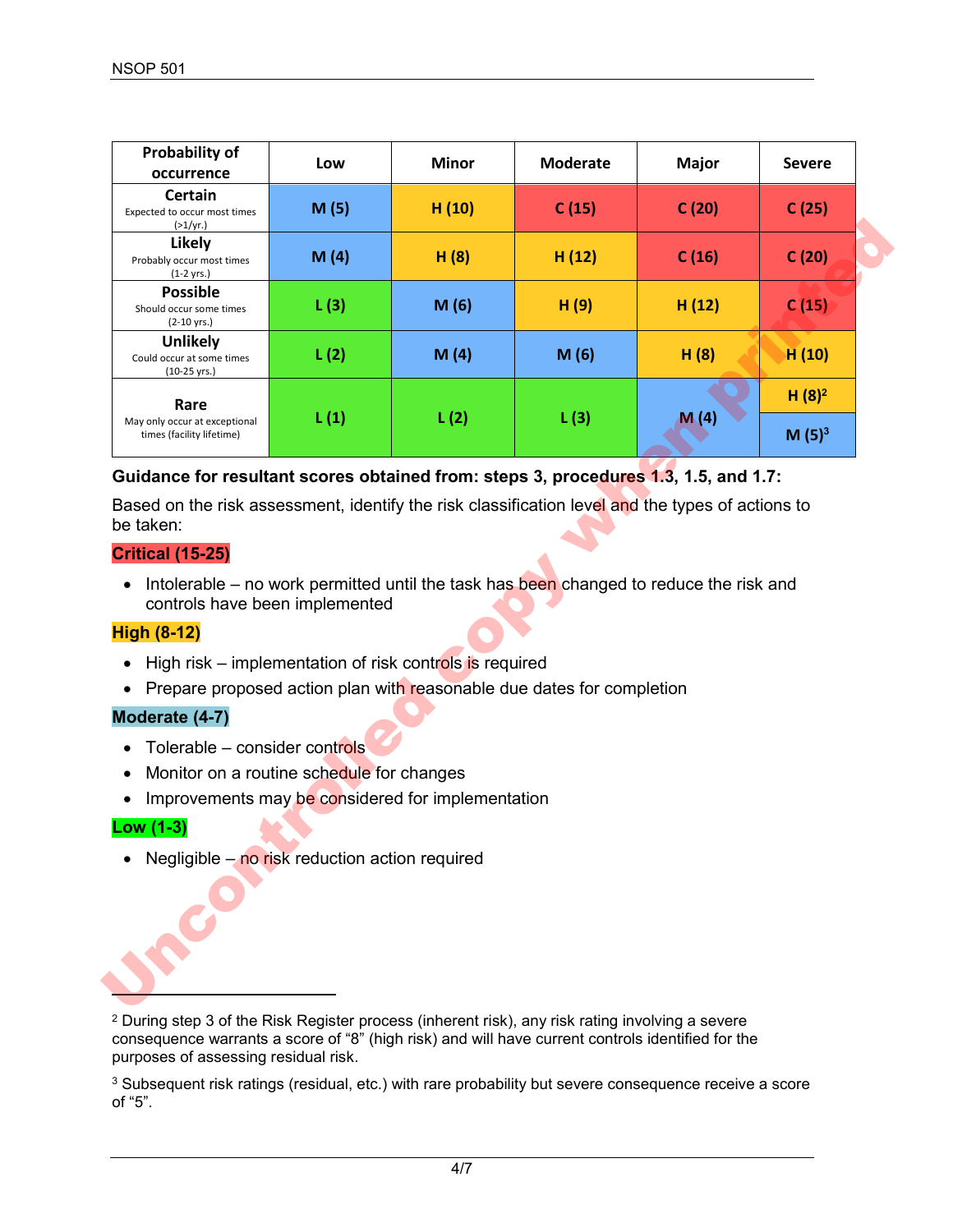| Probability of occurrence | Low | Minor | Moderate | Major | Severe |
|---|---|---|---|---|---|
| **Certain** Expected to occur most times (>1/yr.) | M (5) | H (10) | C (15) | C (20) | C (25) |
| **Likely** Probably occur most times (1-2 yrs.) | M (4) | H (8) | H (12) | C (16) | C (20) |
| **Possible** Should occur some times (2-10 yrs.) | L (3) | M (6) | H (9) | H (12) | C (15) |
| **Unlikely** Could occur at some times (10-25 yrs.) | L (2) | M (4) | M (6) | H (8) | H (10) |
| **Rare** May only occur at exceptional times (facility lifetime) | L (1) | L (2) | L (3) | M (4) | H (8)[2] / M (5)[3] |

**Guidance for resultant scores obtained from: steps 3, procedures 1.3, 1.5, and 1.7:**

Based on the risk assessment, identify the risk classification level and the types of actions to be taken:

**Critical (15-25)**

- Intolerable – no work permitted until the task has been changed to reduce the risk and controls have been implemented

**High (8-12)**

- High risk – implementation of risk controls is required
- Prepare proposed action plan with reasonable due dates for completion

**Moderate (4-7)**

- Tolerable – consider controls
- Monitor on a routine schedule for changes
- Improvements may be considered for implementation

**Low (1-3)**

- Negligible – no risk reduction action required

---

[2] During step 3 of the Risk Register process (inherent risk), any risk rating involving a severe consequence warrants a score of "8" (high risk) and will have current controls identified for the purposes of assessing residual risk.

[3] Subsequent risk ratings (residual, etc.) with rare probability but severe consequence receive a score of "5".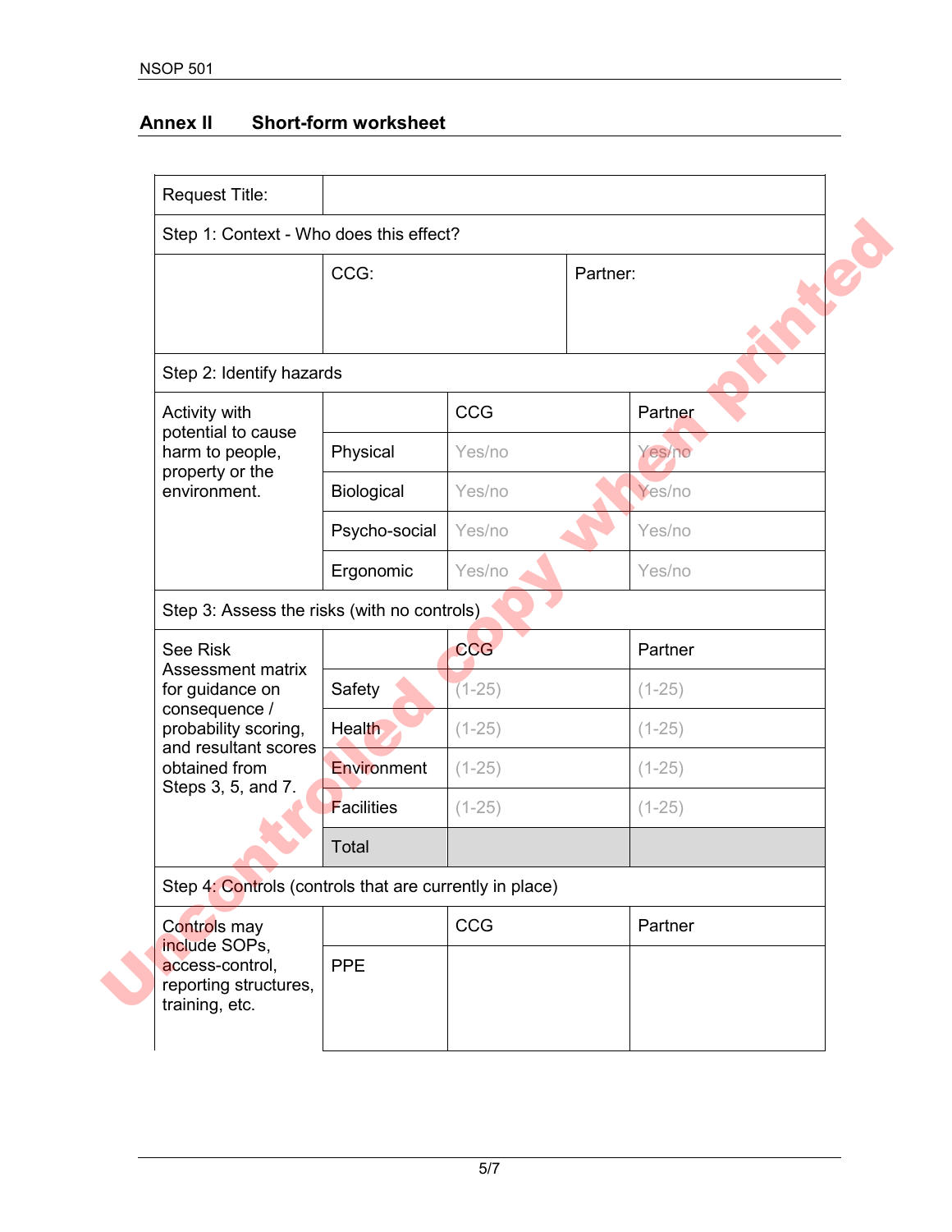## Annex II Short-form worksheet

| Request Title: | | | |
|---|---|---|---|
| **Step 1: Context - Who does this effect?** | | | |
| | CCG: | Partner: | |
| **Step 2: Identify hazards** | | | |
| Activity with potential to cause harm to people, property or the environment. | | CCG | Partner |
| | Physical | Yes/no | Yes/no |
| | Biological | Yes/no | Yes/no |
| | Psycho-social | Yes/no | Yes/no |
| | Ergonomic | Yes/no | Yes/no |
| **Step 3: Assess the risks (with no controls)** | | | |
| See Risk Assessment matrix for guidance on consequence / probability scoring, and resultant scores obtained from Steps 3, 5, and 7. | | CCG | Partner |
| | Safety | (1-25) | (1-25) |
| | Health | (1-25) | (1-25) |
| | Environment | (1-25) | (1-25) |
| | Facilities | (1-25) | (1-25) |
| | Total | | |
| **Step 4: Controls (controls that are currently in place)** | | | |
| Controls may include SOPs, access-control, reporting structures, training, etc. | | CCG | Partner |
| | PPE | | |

Uncontrolled copy when printed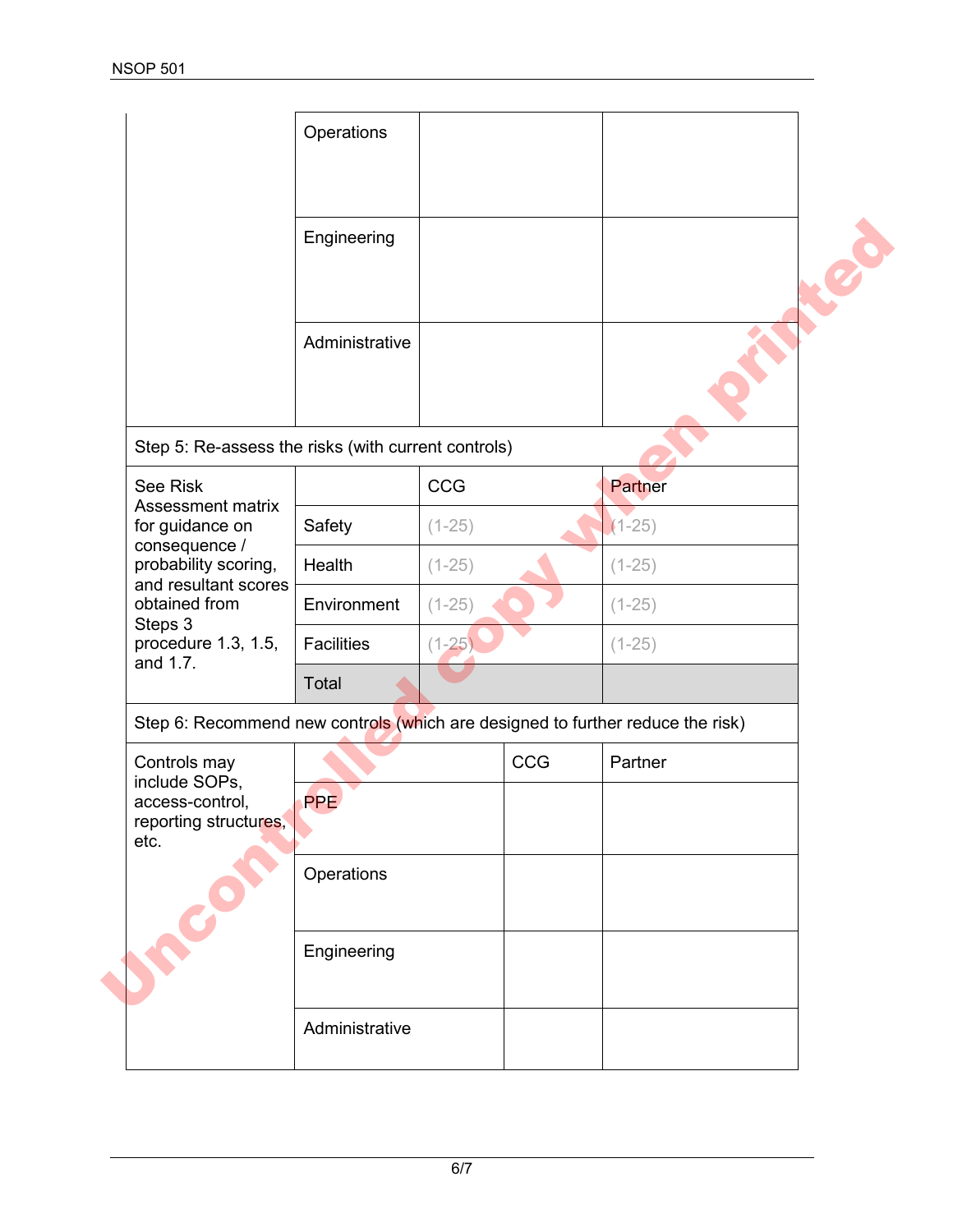| | | | |
|---|---|---|---|
| | Operations | | |
| | Engineering | | |
| | Administrative | | |
| Step 5: Re-assess the risks (with current controls) | | | |
| See Risk Assessment matrix for guidance on consequence / probability scoring, and resultant scores obtained from Steps 3 procedure 1.3, 1.5, and 1.7. | | CCG | Partner |
| | Safety | (1-25) | (1-25) |
| | Health | (1-25) | (1-25) |
| | Environment | (1-25) | (1-25) |
| | Facilities | (1-25) | (1-25) |
| | Total | | |
| Step 6: Recommend new controls (which are designed to further reduce the risk) | | | |
| Controls may include SOPs, access-control, reporting structures, etc. | | CCG | Partner |
| | PPE | | |
| | Operations | | |
| | Engineering | | |
| | Administrative | | |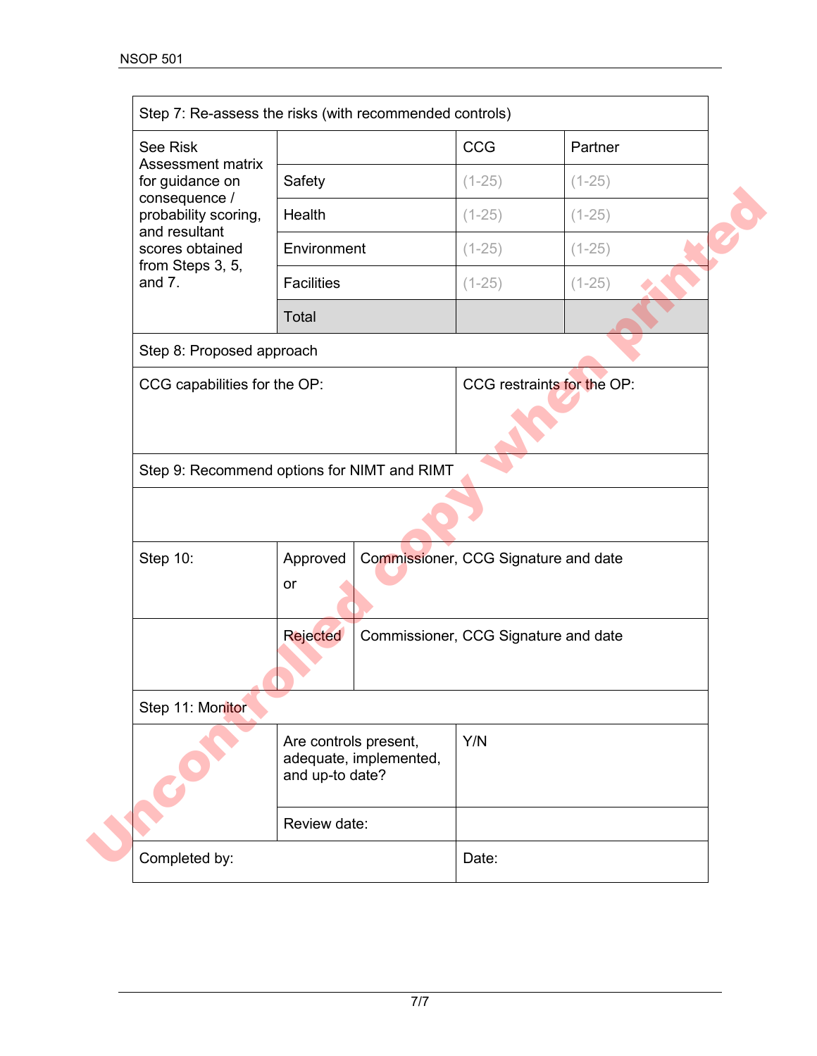| | | | |
|---|---|---|---|
| Step 7: Re-assess the risks (with recommended controls) | | | |
| See Risk Assessment matrix for guidance on consequence / probability scoring, and resultant scores obtained from Steps 3, 5, and 7. | | CCG | Partner |
| | Safety | (1-25) | (1-25) |
| | Health | (1-25) | (1-25) |
| | Environment | (1-25) | (1-25) |
| | Facilities | (1-25) | (1-25) |
| | Total | | |
| Step 8: Proposed approach | | | |
| CCG capabilities for the OP: | | CCG restraints for the OP: | |
| Step 9: Recommend options for NIMT and RIMT | | | |
| | | | |
| Step 10: | Approved or | Commissioner, CCG Signature and date | |
| | Rejected | Commissioner, CCG Signature and date | |
| Step 11: Monitor | | | |
| | Are controls present, adequate, implemented, and up-to date? | Y/N | |
| | Review date: | | |
| Completed by: | | Date: | |